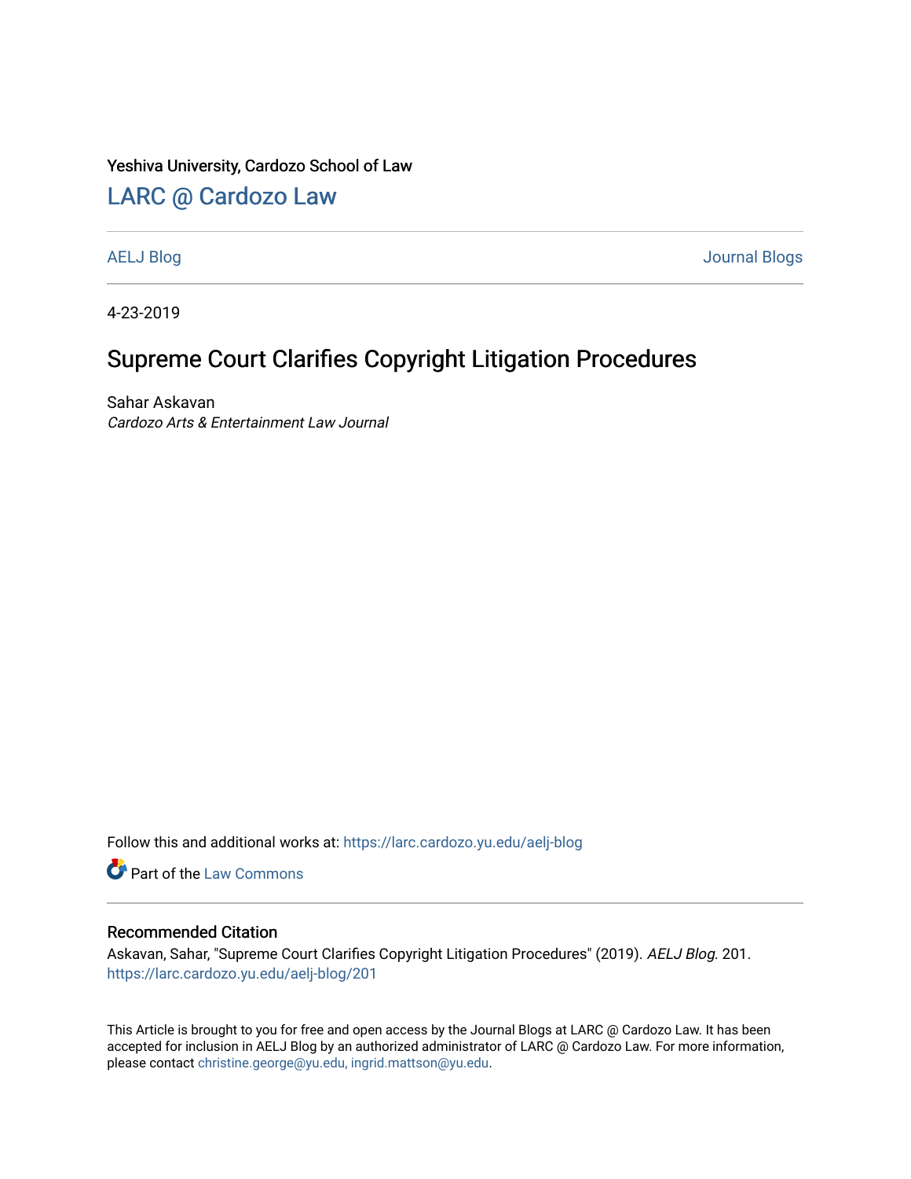Yeshiva University, Cardozo School of Law

## LARC @ Cardozo Law

AELJ Blog | Journal Blogs

4-23-2019

# Supreme Court Clarifies Copyright Litigation Procedures

Sahar Askavan

*Cardozo Arts & Entertainment Law Journal*

Follow this and additional works at: https://larc.cardozo.yu.edu/aelj-blog

Part of the Law Commons

### Recommended Citation

Askavan, Sahar, "Supreme Court Clarifies Copyright Litigation Procedures" (2019). *AELJ Blog*. 201.
https://larc.cardozo.yu.edu/aelj-blog/201

This Article is brought to you for free and open access by the Journal Blogs at LARC @ Cardozo Law. It has been accepted for inclusion in AELJ Blog by an authorized administrator of LARC @ Cardozo Law. For more information, please contact christine.george@yu.edu, ingrid.mattson@yu.edu.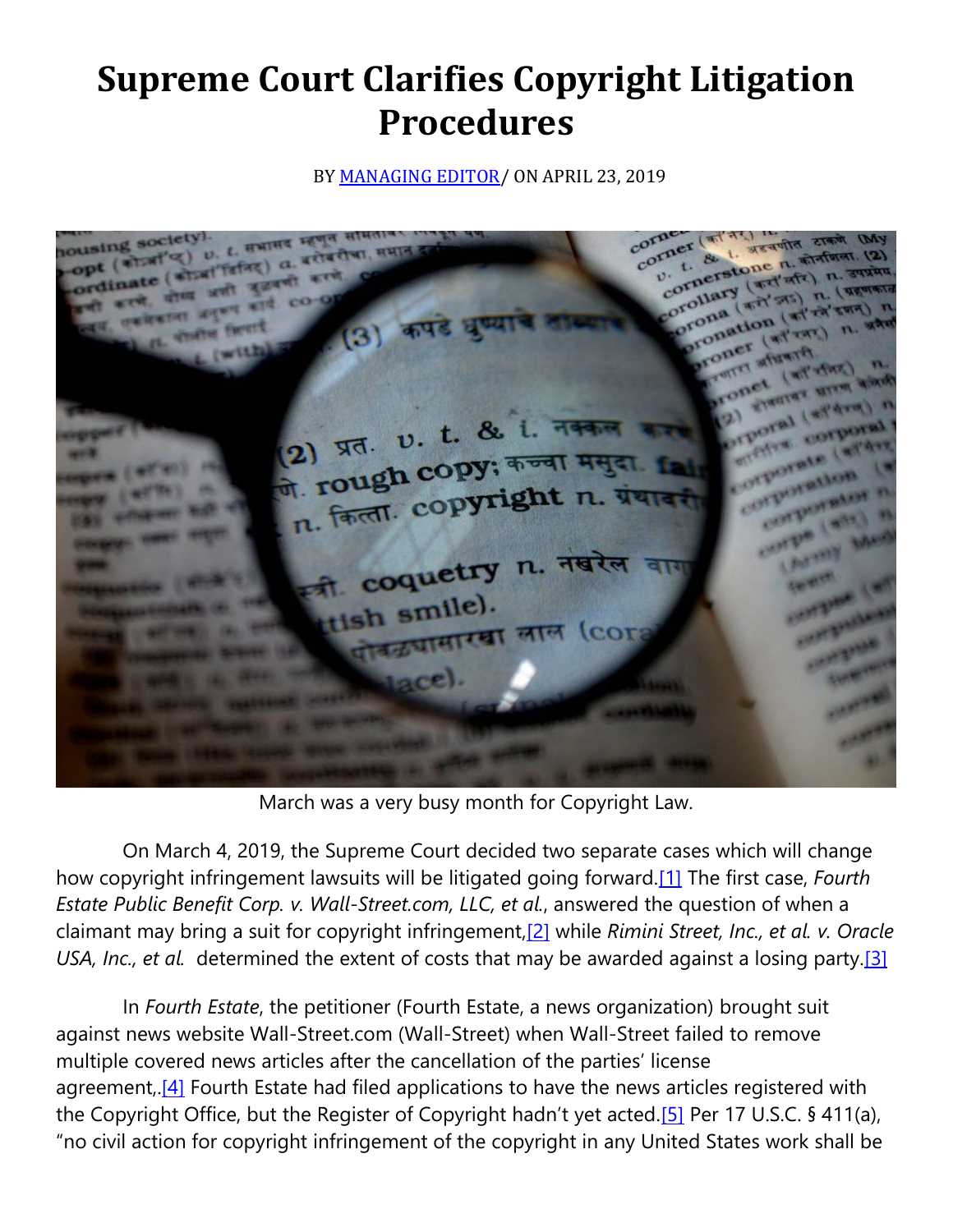# Supreme Court Clarifies Copyright Litigation Procedures

BY MANAGING EDITOR/ ON APRIL 23, 2019

March was a very busy month for Copyright Law.

On March 4, 2019, the Supreme Court decided two separate cases which will change how copyright infringement lawsuits will be litigated going forward.[1] The first case, *Fourth Estate Public Benefit Corp. v. Wall-Street.com, LLC, et al.*, answered the question of when a claimant may bring a suit for copyright infringement,[2] while *Rimini Street, Inc., et al. v. Oracle USA, Inc., et al.* determined the extent of costs that may be awarded against a losing party.[3]

In *Fourth Estate*, the petitioner (Fourth Estate, a news organization) brought suit against news website Wall-Street.com (Wall-Street) when Wall-Street failed to remove multiple covered news articles after the cancellation of the parties' license agreement,.[4] Fourth Estate had filed applications to have the news articles registered with the Copyright Office, but the Register of Copyright hadn't yet acted.[5] Per 17 U.S.C. § 411(a), "no civil action for copyright infringement of the copyright in any United States work shall be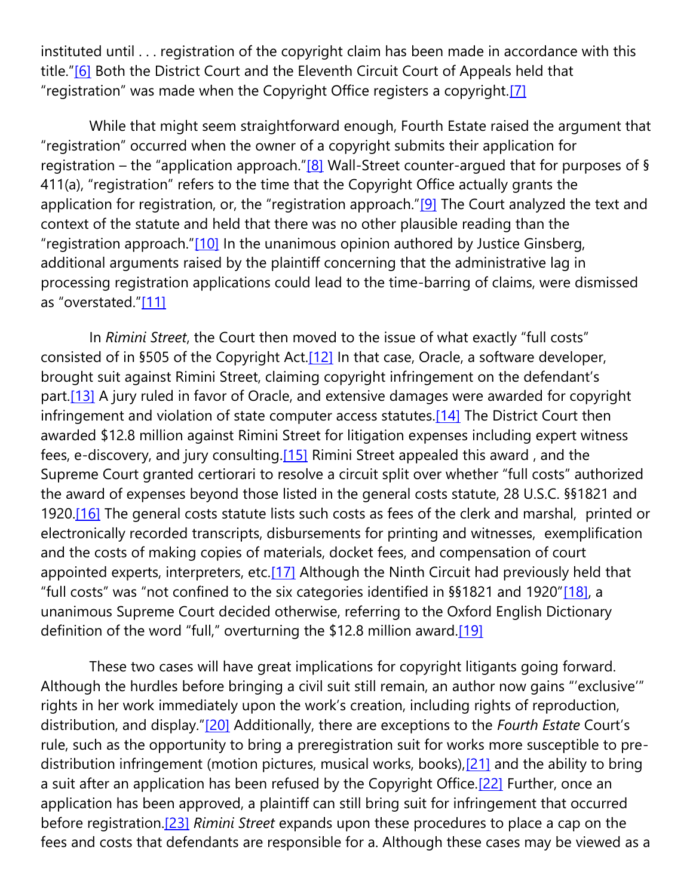instituted until . . . registration of the copyright claim has been made in accordance with this title."[6] Both the District Court and the Eleventh Circuit Court of Appeals held that "registration" was made when the Copyright Office registers a copyright.[7]

While that might seem straightforward enough, Fourth Estate raised the argument that "registration" occurred when the owner of a copyright submits their application for registration – the "application approach."[8] Wall-Street counter-argued that for purposes of § 411(a), "registration" refers to the time that the Copyright Office actually grants the application for registration, or, the "registration approach."[9] The Court analyzed the text and context of the statute and held that there was no other plausible reading than the "registration approach."[10] In the unanimous opinion authored by Justice Ginsberg, additional arguments raised by the plaintiff concerning that the administrative lag in processing registration applications could lead to the time-barring of claims, were dismissed as "overstated."[11]

In *Rimini Street*, the Court then moved to the issue of what exactly "full costs" consisted of in §505 of the Copyright Act.[12] In that case, Oracle, a software developer, brought suit against Rimini Street, claiming copyright infringement on the defendant's part.[13] A jury ruled in favor of Oracle, and extensive damages were awarded for copyright infringement and violation of state computer access statutes.[14] The District Court then awarded $12.8 million against Rimini Street for litigation expenses including expert witness fees, e-discovery, and jury consulting.[15] Rimini Street appealed this award , and the Supreme Court granted certiorari to resolve a circuit split over whether "full costs" authorized the award of expenses beyond those listed in the general costs statute, 28 U.S.C. §§1821 and 1920.[16] The general costs statute lists such costs as fees of the clerk and marshal, printed or electronically recorded transcripts, disbursements for printing and witnesses, exemplification and the costs of making copies of materials, docket fees, and compensation of court appointed experts, interpreters, etc.[17] Although the Ninth Circuit had previously held that "full costs" was "not confined to the six categories identified in §§1821 and 1920"[18], a unanimous Supreme Court decided otherwise, referring to the Oxford English Dictionary definition of the word "full," overturning the $12.8 million award.[19]

These two cases will have great implications for copyright litigants going forward. Although the hurdles before bringing a civil suit still remain, an author now gains "'exclusive'" rights in her work immediately upon the work's creation, including rights of reproduction, distribution, and display."[20] Additionally, there are exceptions to the *Fourth Estate* Court's rule, such as the opportunity to bring a preregistration suit for works more susceptible to pre-distribution infringement (motion pictures, musical works, books),[21] and the ability to bring a suit after an application has been refused by the Copyright Office.[22] Further, once an application has been approved, a plaintiff can still bring suit for infringement that occurred before registration.[23] *Rimini Street* expands upon these procedures to place a cap on the fees and costs that defendants are responsible for a. Although these cases may be viewed as a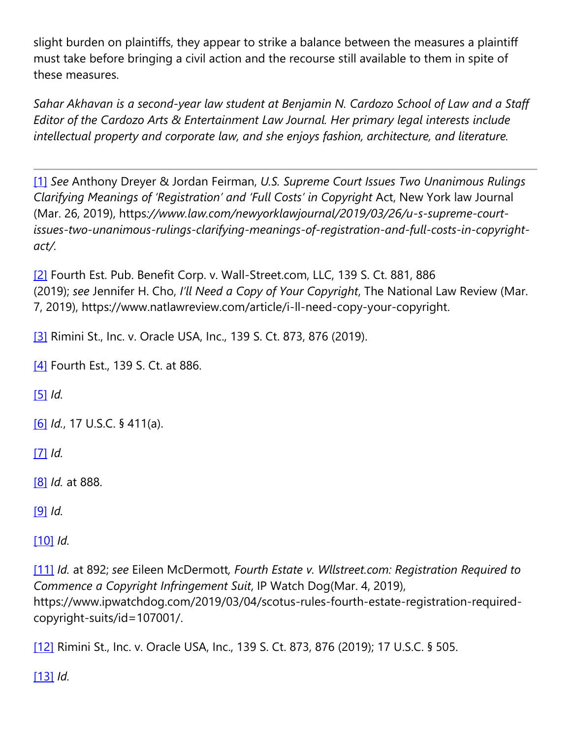slight burden on plaintiffs, they appear to strike a balance between the measures a plaintiff must take before bringing a civil action and the recourse still available to them in spite of these measures.

*Sahar Akhavan is a second-year law student at Benjamin N. Cardozo School of Law and a Staff Editor of the Cardozo Arts & Entertainment Law Journal. Her primary legal interests include intellectual property and corporate law, and she enjoys fashion, architecture, and literature.*

---

[1] *See* Anthony Dreyer & Jordan Feirman, *U.S. Supreme Court Issues Two Unanimous Rulings Clarifying Meanings of 'Registration' and 'Full Costs' in Copyright* Act, New York law Journal (Mar. 26, 2019), https*://www.law.com/newyorklawjournal/2019/03/26/u-s-supreme-court-issues-two-unanimous-rulings-clarifying-meanings-of-registration-and-full-costs-in-copyright-act/.*

[2] Fourth Est. Pub. Benefit Corp. v. Wall-Street.com, LLC, 139 S. Ct. 881, 886 (2019); *see* Jennifer H. Cho, *I'll Need a Copy of Your Copyright*, The National Law Review (Mar. 7, 2019), https://www.natlawreview.com/article/i-ll-need-copy-your-copyright.

[3] Rimini St., Inc. v. Oracle USA, Inc., 139 S. Ct. 873, 876 (2019).

[4] Fourth Est., 139 S. Ct. at 886.

[5] *Id.*

[6] *Id.*, 17 U.S.C. § 411(a).

[7] *Id.*

[8] *Id.* at 888.

[9] *Id.*

[10] *Id.*

[11] *Id.* at 892; *see* Eileen McDermott*, Fourth Estate v. Wllstreet.com: Registration Required to Commence a Copyright Infringement Suit*, IP Watch Dog(Mar. 4, 2019), https://www.ipwatchdog.com/2019/03/04/scotus-rules-fourth-estate-registration-required-copyright-suits/id=107001/.

[12] Rimini St., Inc. v. Oracle USA, Inc., 139 S. Ct. 873, 876 (2019); 17 U.S.C. § 505.

[13] *Id.*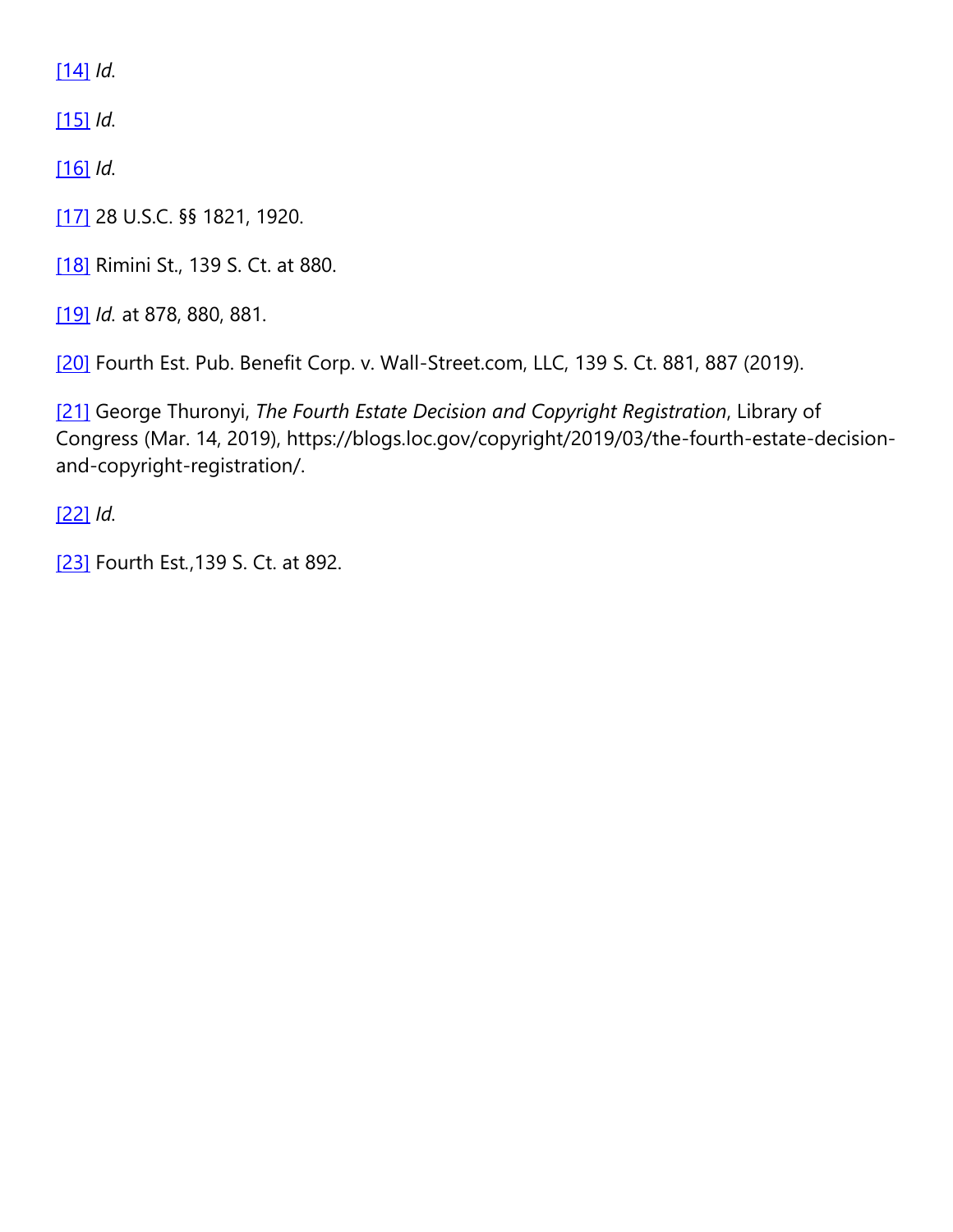[14] *Id.*

[15] *Id.*

[16] *Id.*

[17] 28 U.S.C. §§ 1821, 1920.

[18] Rimini St., 139 S. Ct. at 880.

[19] *Id.* at 878, 880, 881.

[20] Fourth Est. Pub. Benefit Corp. v. Wall-Street.com, LLC, 139 S. Ct. 881, 887 (2019).

[21] George Thuronyi, *The Fourth Estate Decision and Copyright Registration*, Library of Congress (Mar. 14, 2019), https://blogs.loc.gov/copyright/2019/03/the-fourth-estate-decision-and-copyright-registration/.

[22] *Id.*

[23] Fourth Est.,139 S. Ct. at 892.